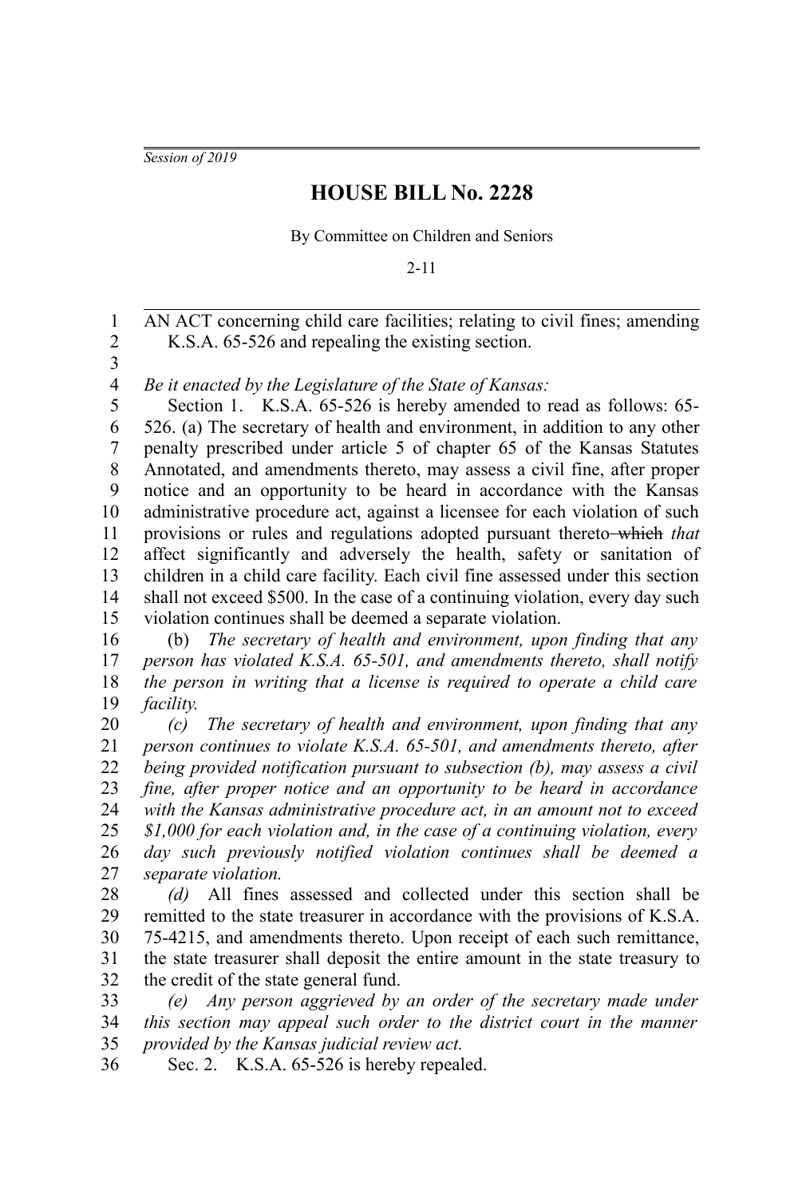*Session of 2019*

# HOUSE BILL No. 2228

By Committee on Children and Seniors

2-11

AN ACT concerning child care facilities; relating to civil fines; amending K.S.A. 65-526 and repealing the existing section.

*Be it enacted by the Legislature of the State of Kansas:*

Section 1. K.S.A. 65-526 is hereby amended to read as follows: 65-526. (a) The secretary of health and environment, in addition to any other penalty prescribed under article 5 of chapter 65 of the Kansas Statutes Annotated, and amendments thereto, may assess a civil fine, after proper notice and an opportunity to be heard in accordance with the Kansas administrative procedure act, against a licensee for each violation of such provisions or rules and regulations adopted pursuant thereto ~~which~~ *that* affect significantly and adversely the health, safety or sanitation of children in a child care facility. Each civil fine assessed under this section shall not exceed $500. In the case of a continuing violation, every day such violation continues shall be deemed a separate violation.

(b) *The secretary of health and environment, upon finding that any person has violated K.S.A. 65-501, and amendments thereto, shall notify the person in writing that a license is required to operate a child care facility.*

*(c) The secretary of health and environment, upon finding that any person continues to violate K.S.A. 65-501, and amendments thereto, after being provided notification pursuant to subsection (b), may assess a civil fine, after proper notice and an opportunity to be heard in accordance with the Kansas administrative procedure act, in an amount not to exceed $1,000 for each violation and, in the case of a continuing violation, every day such previously notified violation continues shall be deemed a separate violation.*

*(d)* All fines assessed and collected under this section shall be remitted to the state treasurer in accordance with the provisions of K.S.A. 75-4215, and amendments thereto. Upon receipt of each such remittance, the state treasurer shall deposit the entire amount in the state treasury to the credit of the state general fund.

*(e) Any person aggrieved by an order of the secretary made under this section may appeal such order to the district court in the manner provided by the Kansas judicial review act.*

Sec. 2. K.S.A. 65-526 is hereby repealed.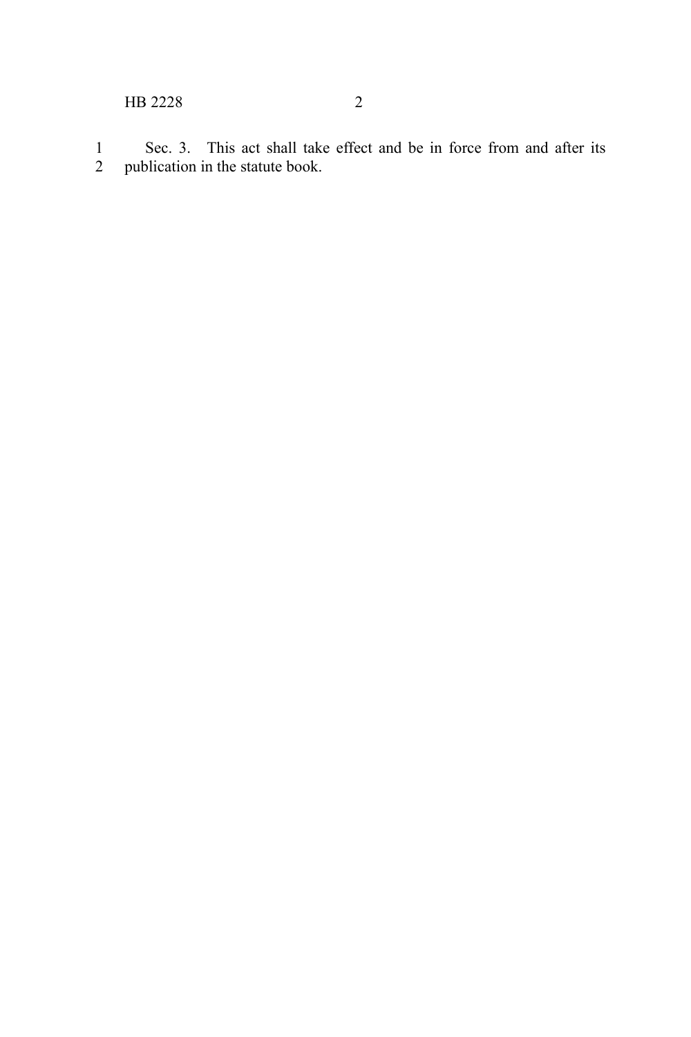Sec. 3. This act shall take effect and be in force from and after its publication in the statute book.